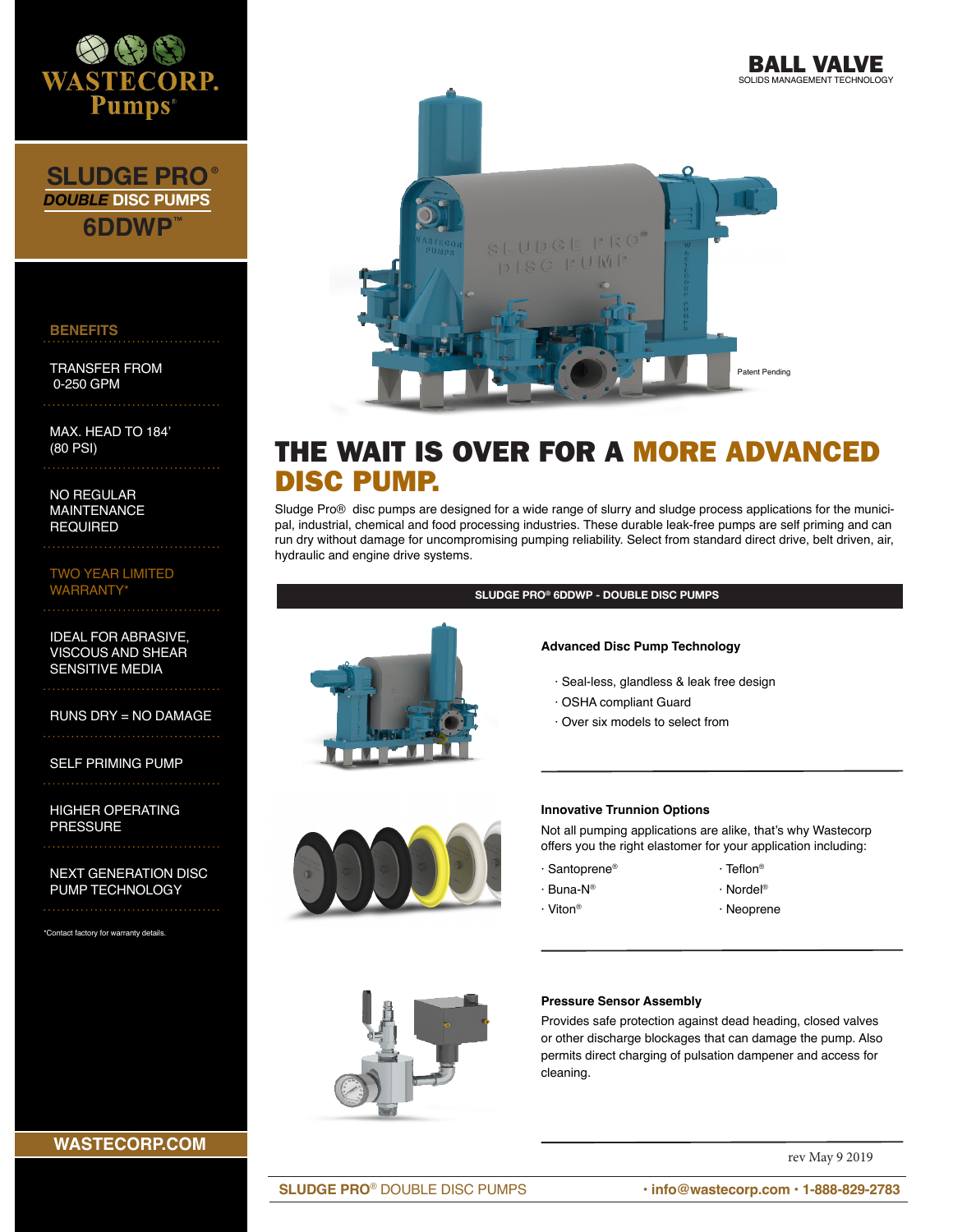WASTECORP. Pumps®

# SLUDGE PRO®

## *DOUBLE* DISC PUMPS

## 6DDWP™

BALL VALVE
SOLIDS MANAGEMENT TECHNOLOGY

Patent Pending

### BENEFITS

TRANSFER FROM 0-250 GPM

MAX. HEAD TO 184' (80 PSI)

NO REGULAR MAINTENANCE REQUIRED

TWO YEAR LIMITED WARRANTY*

IDEAL FOR ABRASIVE, VISCOUS AND SHEAR SENSITIVE MEDIA

RUNS DRY = NO DAMAGE

SELF PRIMING PUMP

HIGHER OPERATING PRESSURE

NEXT GENERATION DISC PUMP TECHNOLOGY

*Contact factory for warranty details.

WASTECORP.COM

# THE WAIT IS OVER FOR A MORE ADVANCED DISC PUMP.

Sludge Pro® disc pumps are designed for a wide range of slurry and sludge process applications for the municipal, industrial, chemical and food processing industries. These durable leak-free pumps are self priming and can run dry without damage for uncompromising pumping reliability. Select from standard direct drive, belt driven, air, hydraulic and engine drive systems.

## SLUDGE PRO® 6DDWP - DOUBLE DISC PUMPS

### Advanced Disc Pump Technology

- Seal-less, glandless & leak free design
- OSHA compliant Guard
- Over six models to select from

### Innovative Trunnion Options

Not all pumping applications are alike, that's why Wastecorp offers you the right elastomer for your application including:

- Santoprene®
- Buna-N®
- Viton®
- Teflon®
- Nordel®
- Neoprene

### Pressure Sensor Assembly

Provides safe protection against dead heading, closed valves or other discharge blockages that can damage the pump. Also permits direct charging of pulsation dampener and access for cleaning.

rev May 9 2019

SLUDGE PRO® DOUBLE DISC PUMPS • info@wastecorp.com • 1-888-829-2783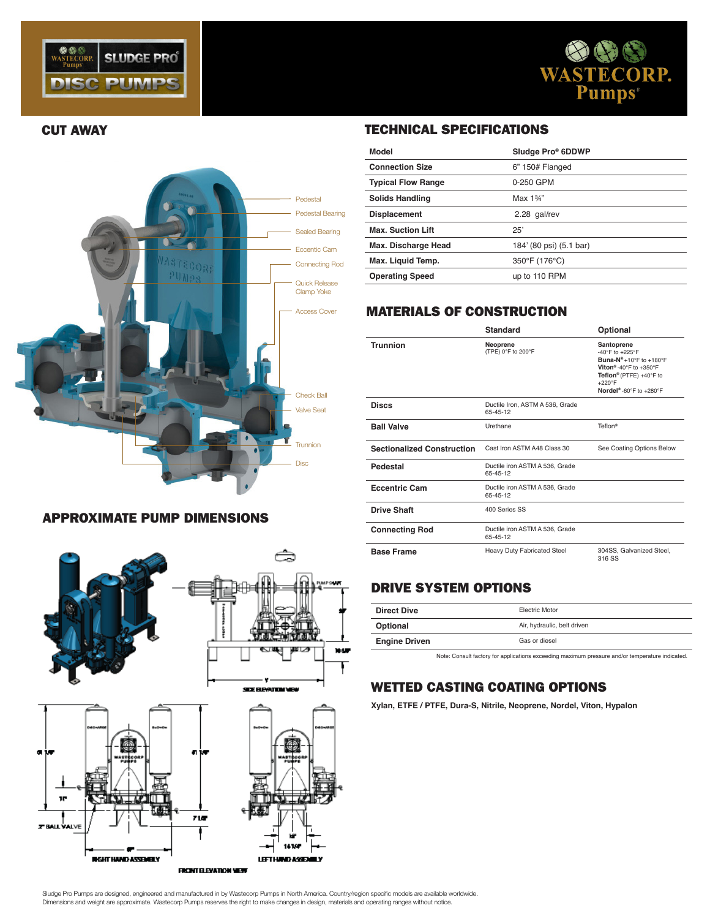# SLUDGE PRO DISC PUMPS

WASTECORP. Pumps

## CUT AWAY

Pedestal
Pedestal Bearing
Sealed Bearing
Eccentic Cam
Connecting Rod
Quick Release Clamp Yoke
Access Cover
Check Ball
Valve Seat
Trunnion
Disc

## TECHNICAL SPECIFICATIONS

| Model | Sludge Pro® 6DDWP |
|---|---|
| Connection Size | 6" 150# Flanged |
| Typical Flow Range | 0-250 GPM |
| Solids Handling | Max 1¾" |
| Displacement | 2.28 gal/rev |
| Max. Suction Lift | 25' |
| Max. Discharge Head | 184' (80 psi) (5.1 bar) |
| Max. Liquid Temp. | 350°F (176°C) |
| Operating Speed | up to 110 RPM |

## MATERIALS OF CONSTRUCTION

| | Standard | Optional |
|---|---|---|
| Trunnion | **Neoprene** (TPE) 0°F to 200°F | **Santoprene** -40°F to +225°F **Buna-N®** +10°F to +180°F **Viton®** -40°F to +350°F **Teflon®** (PTFE) +40°F to +220°F **Nordel®** -60°F to +280°F |
| Discs | Ductile Iron, ASTM A 536, Grade 65-45-12 | |
| Ball Valve | Urethane | Teflon® |
| Sectionalized Construction | Cast Iron ASTM A48 Class 30 | See Coating Options Below |
| Pedestal | Ductile iron ASTM A 536, Grade 65-45-12 | |
| Eccentric Cam | Ductile iron ASTM A 536, Grade 65-45-12 | |
| Drive Shaft | 400 Series SS | |
| Connecting Rod | Ductile iron ASTM A 536, Grade 65-45-12 | |
| Base Frame | Heavy Duty Fabricated Steel | 304SS, Galvanized Steel, 316 SS |

## APPROXIMATE PUMP DIMENSIONS

PUMP SHAFT
37"
10 5/8"
Y
SIDE ELEVATION VIEW

61 1/4"
61 1/4"
11"
7 1/8"
2" BALL VALVE
6"
RIGHT HAND ASSEMBLY
18"
14 1/4"
LEFT HAND ASSEMBLY
FRONT ELEVATION VIEW

## DRIVE SYSTEM OPTIONS

| Direct Dive | Electric Motor |
|---|---|
| Optional | Air, hydraulic, belt driven |
| Engine Driven | Gas or diesel |

Note: Consult factory for applications exceeding maximum pressure and/or temperature indicated.

## WETTED CASTING COATING OPTIONS

**Xylan, ETFE / PTFE, Dura-S, Nitrile, Neoprene, Nordel, Viton, Hypalon**

Sludge Pro Pumps are designed, engineered and manufactured in by Wastecorp Pumps in North America. Country/region specific models are available worldwide.
Dimensions and weight are approximate. Wastecorp Pumps reserves the right to make changes in design, materials and operating ranges without notice.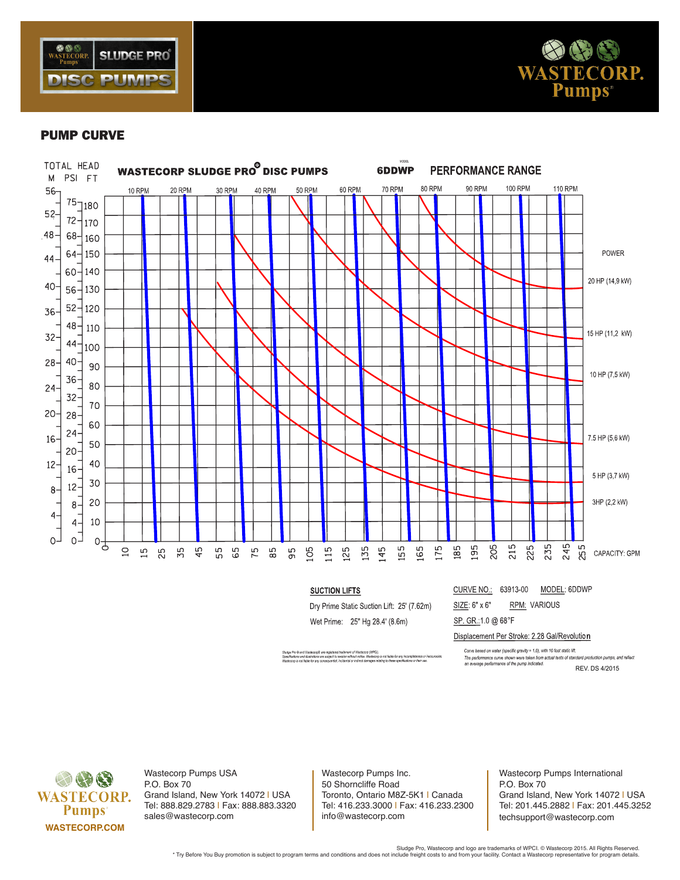# PUMP CURVE

WASTECORP SLUDGE PRO® DISC PUMPS

MODEL 6DDWP PERFORMANCE RANGE

TOTAL HEAD

M PSI FT

56 75 180
52 72 170
48 68 160
44 64 150
60 140
40 56 130
36 52 120
48 110
32 44 100
28 40 90
36 80
24 32 70
20 28 60
16 24 50
20
12 16 40
8 12 30
8 20
4 4 10
0 0 0

10 RPM, 20 RPM, 30 RPM, 40 RPM, 50 RPM, 60 RPM, 70 RPM, 80 RPM, 90 RPM, 100 RPM, 110 RPM

POWER

20 HP (14,9 kW)

15 HP (11,2 kW)

10 HP (7,5 kW)

7.5 HP (5,6 kW)

5 HP (3,7 kW)

3HP (2,2 kW)

0 10 15 25 35 45 55 65 75 85 95 105 115 125 135 145 155 165 175 185 195 205 215 225 235 245 255

CAPACITY: GPM

**SUCTION LIFTS**

Dry Prime Static Suction Lift: 25' (7.62m)

Wet Prime: 25" Hg 28.4' (8.6m)

CURVE NO.: 63913-00 MODEL: 6DDWP

SIZE: 6" x 6" RPM: VARIOUS

SP. GR.:1.0 @ 68°F

Displacement Per Stroke: 2.28 Gal/Revolution

Sludge Pro ® and Wastecorp® are registered trademark of Wastecorp (WPCI). Specifications and illustrations are subject to revision without notice. Wastecorp is not liable for any incompleteness or inaccuracies. Wastecorp is not liable for any consequential, incidental or indirect damages relating to these specifications or their use.

Curve based on water (specific gravity = 1.0), with 10 foot static lift. The performance curve shown were taken from actual tests of standard production pumps, and reflect an average performance of the pump indicated.

REV. DS 4/2015

WASTECORP.COM

Wastecorp Pumps USA
P.O. Box 70
Grand Island, New York 14072 | USA
Tel: 888.829.2783 | Fax: 888.883.3320
sales@wastecorp.com

Wastecorp Pumps Inc.
50 Shorncliffe Road
Toronto, Ontario M8Z-5K1 | Canada
Tel: 416.233.3000 | Fax: 416.233.2300
info@wastecorp.com

Wastecorp Pumps International
P.O. Box 70
Grand Island, New York 14072 | USA
Tel: 201.445.2882 | Fax: 201.445.3252
techsupport@wastecorp.com

Sludge Pro, Wastecorp and logo are trademarks of WPCI. © Wastecorp 2015. All Rights Reserved.
* Try Before You Buy promotion is subject to program terms and conditions and does not include freight costs to and from your facility. Contact a Wastecorp representative for program details.